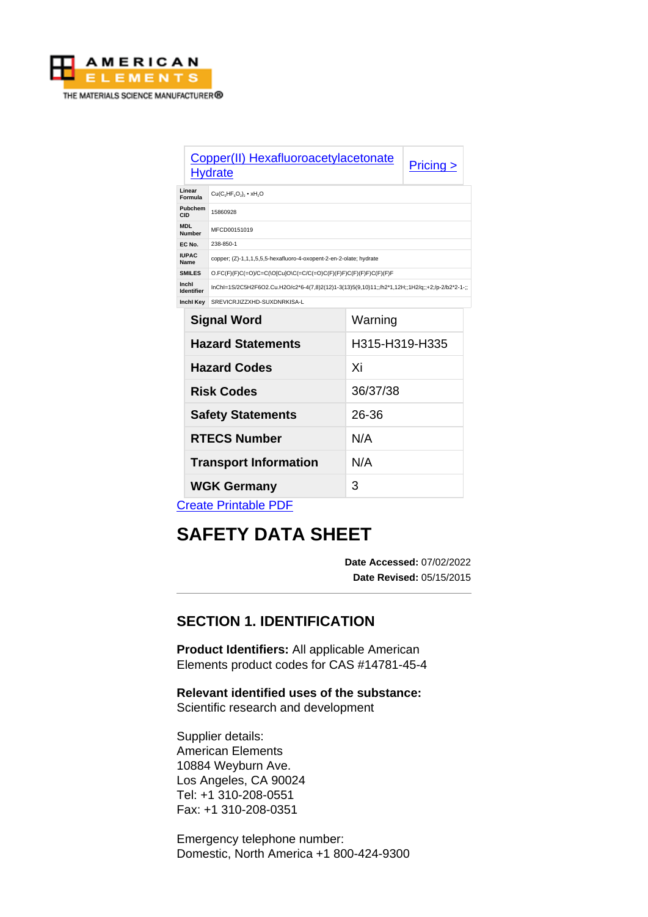AMERICAN ELEMENTS
THE MATERIALS SCIENCE MANUFACTURER®

| Copper(II) Hexafluoroacetylacetonate Hydrate | Pricing > |
|---|---|
| **Linear Formula** | $Cu(C_5HF_6O_2)_2 \cdot xH_2O$ |
| **Pubchem CID** | 15860928 |
| **MDL Number** | MFCD00151019 |
| **EC No.** | 238-850-1 |
| **IUPAC Name** | copper; (Z)-1,1,1,5,5,5-hexafluoro-4-oxopent-2-en-2-olate; hydrate |
| **SMILES** | O.FC(F)(F)C(=O)/C=C(\O[Cu]O\C(=C/C(=O)C(F)(F)F)C(F)(F)F)C(F)(F)F |
| **Inchi Identifier** | InChI=1S/2C5H2F6O2.Cu.H2O/c2*6-4(7,8)2(12)1-3(13)5(9,10)11;;/h2*1,12H;;1H2/q;;+2;/p-2/b2*2-1-;; |
| **Inchi Key** | SREVICRJIZZXHD-SUXDNRKISA-L |
| **Signal Word** | Warning |
| **Hazard Statements** | H315-H319-H335 |
| **Hazard Codes** | Xi |
| **Risk Codes** | 36/37/38 |
| **Safety Statements** | 26-36 |
| **RTECS Number** | N/A |
| **Transport Information** | N/A |
| **WGK Germany** | 3 |

Create Printable PDF

# SAFETY DATA SHEET

**Date Accessed:** 07/02/2022
**Date Revised:** 05/15/2015

## SECTION 1. IDENTIFICATION

**Product Identifiers:** All applicable American Elements product codes for CAS #14781-45-4

**Relevant identified uses of the substance:**
Scientific research and development

Supplier details:
American Elements
10884 Weyburn Ave.
Los Angeles, CA 90024
Tel: +1 310-208-0551
Fax: +1 310-208-0351

Emergency telephone number:
Domestic, North America +1 800-424-9300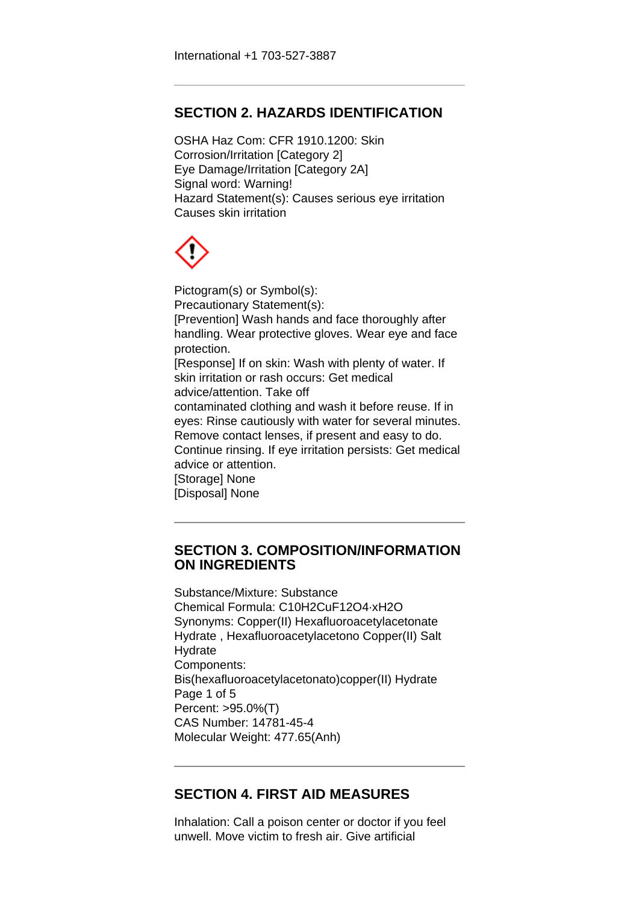International +1 703-527-3887

## SECTION 2. HAZARDS IDENTIFICATION

OSHA Haz Com: CFR 1910.1200: Skin Corrosion/Irritation [Category 2]
Eye Damage/Irritation [Category 2A]
Signal word: Warning!
Hazard Statement(s): Causes serious eye irritation
Causes skin irritation

Pictogram(s) or Symbol(s):
Precautionary Statement(s):
[Prevention] Wash hands and face thoroughly after handling. Wear protective gloves. Wear eye and face protection.
[Response] If on skin: Wash with plenty of water. If skin irritation or rash occurs: Get medical advice/attention. Take off
contaminated clothing and wash it before reuse. If in eyes: Rinse cautiously with water for several minutes. Remove contact lenses, if present and easy to do. Continue rinsing. If eye irritation persists: Get medical advice or attention.
[Storage] None
[Disposal] None

## SECTION 3. COMPOSITION/INFORMATION ON INGREDIENTS

Substance/Mixture: Substance
Chemical Formula: $C_{10}H_2CuF_{12}O_4 \cdot xH_2O$
Synonyms: Copper(II) Hexafluoroacetylacetonate Hydrate , Hexafluoroacetylacetono Copper(II) Salt Hydrate
Components:
Bis(hexafluoroacetylacetonato)copper(II) Hydrate
Percent: >95.0%(T)
CAS Number: 14781-45-4
Molecular Weight: 477.65(Anh)

## SECTION 4. FIRST AID MEASURES

Inhalation: Call a poison center or doctor if you feel unwell. Move victim to fresh air. Give artificial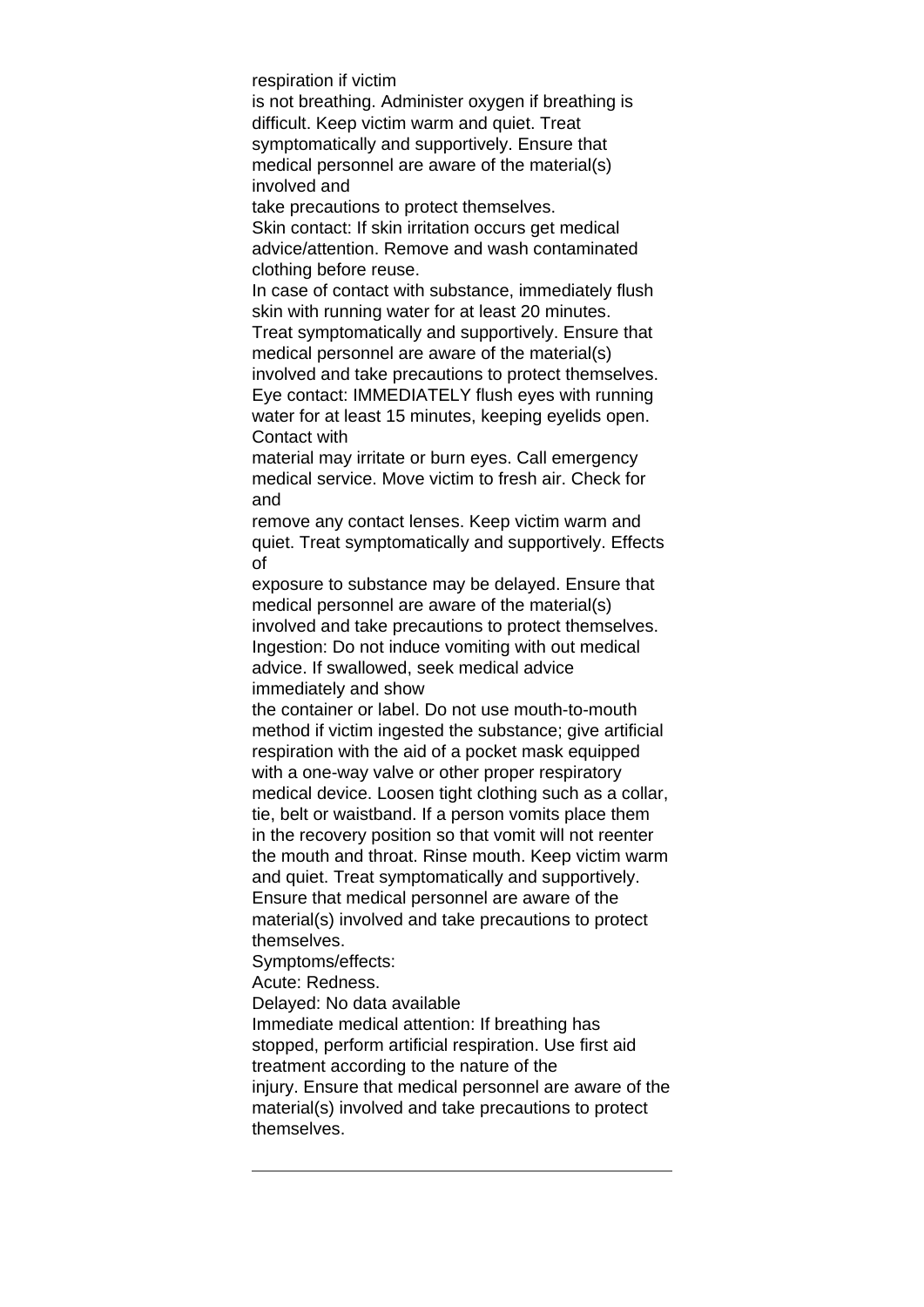respiration if victim is not breathing. Administer oxygen if breathing is difficult. Keep victim warm and quiet. Treat symptomatically and supportively. Ensure that medical personnel are aware of the material(s) involved and take precautions to protect themselves.

Skin contact: If skin irritation occurs get medical advice/attention. Remove and wash contaminated clothing before reuse.

In case of contact with substance, immediately flush skin with running water for at least 20 minutes. Treat symptomatically and supportively. Ensure that medical personnel are aware of the material(s) involved and take precautions to protect themselves.

Eye contact: IMMEDIATELY flush eyes with running water for at least 15 minutes, keeping eyelids open. Contact with material may irritate or burn eyes. Call emergency medical service. Move victim to fresh air. Check for and remove any contact lenses. Keep victim warm and quiet. Treat symptomatically and supportively. Effects of exposure to substance may be delayed. Ensure that medical personnel are aware of the material(s) involved and take precautions to protect themselves.

Ingestion: Do not induce vomiting with out medical advice. If swallowed, seek medical advice immediately and show the container or label. Do not use mouth-to-mouth method if victim ingested the substance; give artificial respiration with the aid of a pocket mask equipped with a one-way valve or other proper respiratory medical device. Loosen tight clothing such as a collar, tie, belt or waistband. If a person vomits place them in the recovery position so that vomit will not reenter the mouth and throat. Rinse mouth. Keep victim warm and quiet. Treat symptomatically and supportively. Ensure that medical personnel are aware of the material(s) involved and take precautions to protect themselves.

Symptoms/effects:

Acute: Redness.

Delayed: No data available

Immediate medical attention: If breathing has stopped, perform artificial respiration. Use first aid treatment according to the nature of the injury. Ensure that medical personnel are aware of the material(s) involved and take precautions to protect themselves.

---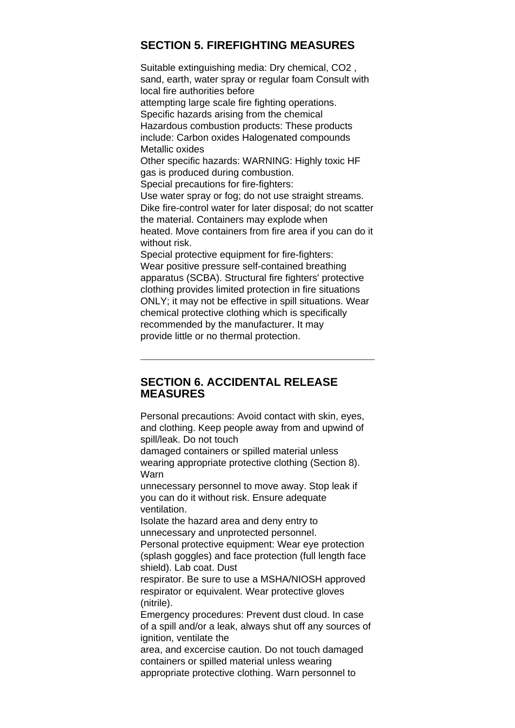## SECTION 5. FIREFIGHTING MEASURES

Suitable extinguishing media: Dry chemical, $CO_2$, sand, earth, water spray or regular foam Consult with local fire authorities before attempting large scale fire fighting operations.
Specific hazards arising from the chemical
Hazardous combustion products: These products include: Carbon oxides Halogenated compounds Metallic oxides
Other specific hazards: WARNING: Highly toxic HF gas is produced during combustion.
Special precautions for fire-fighters:
Use water spray or fog; do not use straight streams. Dike fire-control water for later disposal; do not scatter the material. Containers may explode when heated. Move containers from fire area if you can do it without risk.
Special protective equipment for fire-fighters:
Wear positive pressure self-contained breathing apparatus (SCBA). Structural fire fighters' protective clothing provides limited protection in fire situations ONLY; it may not be effective in spill situations. Wear chemical protective clothing which is specifically recommended by the manufacturer. It may provide little or no thermal protection.

---

## SECTION 6. ACCIDENTAL RELEASE MEASURES

Personal precautions: Avoid contact with skin, eyes, and clothing. Keep people away from and upwind of spill/leak. Do not touch damaged containers or spilled material unless wearing appropriate protective clothing (Section 8). Warn unnecessary personnel to move away. Stop leak if you can do it without risk. Ensure adequate ventilation.
Isolate the hazard area and deny entry to unnecessary and unprotected personnel.
Personal protective equipment: Wear eye protection (splash goggles) and face protection (full length face shield). Lab coat. Dust respirator. Be sure to use a MSHA/NIOSH approved respirator or equivalent. Wear protective gloves (nitrile).
Emergency procedures: Prevent dust cloud. In case of a spill and/or a leak, always shut off any sources of ignition, ventilate the area, and excercise caution. Do not touch damaged containers or spilled material unless wearing appropriate protective clothing. Warn personnel to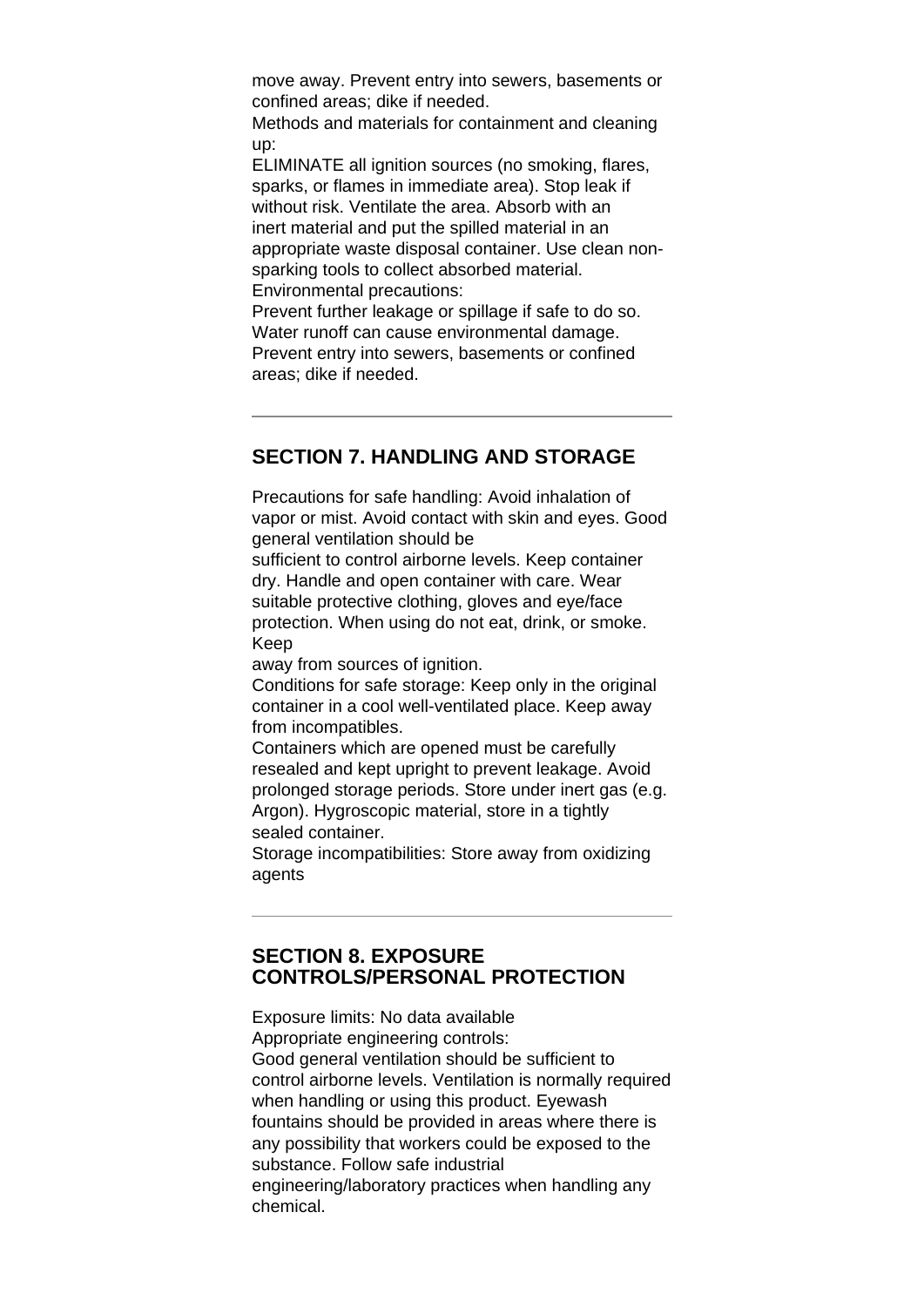move away. Prevent entry into sewers, basements or confined areas; dike if needed.

Methods and materials for containment and cleaning up:

ELIMINATE all ignition sources (no smoking, flares, sparks, or flames in immediate area). Stop leak if without risk. Ventilate the area. Absorb with an inert material and put the spilled material in an appropriate waste disposal container. Use clean non-sparking tools to collect absorbed material.

Environmental precautions:

Prevent further leakage or spillage if safe to do so. Water runoff can cause environmental damage. Prevent entry into sewers, basements or confined areas; dike if needed.

---

## SECTION 7. HANDLING AND STORAGE

Precautions for safe handling: Avoid inhalation of vapor or mist. Avoid contact with skin and eyes. Good general ventilation should be sufficient to control airborne levels. Keep container dry. Handle and open container with care. Wear suitable protective clothing, gloves and eye/face protection. When using do not eat, drink, or smoke. Keep away from sources of ignition.

Conditions for safe storage: Keep only in the original container in a cool well-ventilated place. Keep away from incompatibles.

Containers which are opened must be carefully resealed and kept upright to prevent leakage. Avoid prolonged storage periods. Store under inert gas (e.g. Argon). Hygroscopic material, store in a tightly sealed container.

Storage incompatibilities: Store away from oxidizing agents

---

## SECTION 8. EXPOSURE CONTROLS/PERSONAL PROTECTION

Exposure limits: No data available

Appropriate engineering controls:

Good general ventilation should be sufficient to control airborne levels. Ventilation is normally required when handling or using this product. Eyewash fountains should be provided in areas where there is any possibility that workers could be exposed to the substance. Follow safe industrial engineering/laboratory practices when handling any chemical.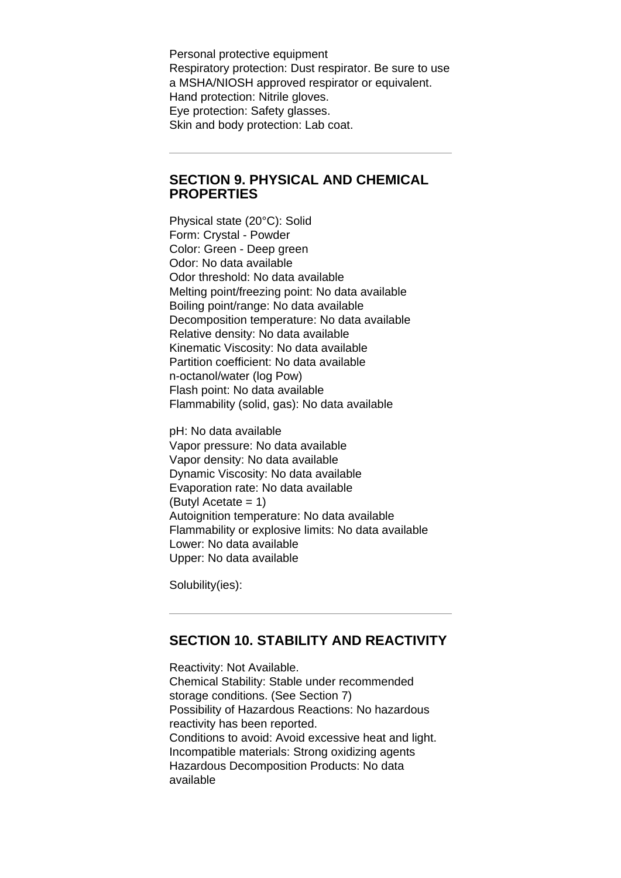Personal protective equipment
Respiratory protection: Dust respirator. Be sure to use a MSHA/NIOSH approved respirator or equivalent.
Hand protection: Nitrile gloves.
Eye protection: Safety glasses.
Skin and body protection: Lab coat.

---

## SECTION 9. PHYSICAL AND CHEMICAL PROPERTIES

Physical state (20°C): Solid
Form: Crystal - Powder
Color: Green - Deep green
Odor: No data available
Odor threshold: No data available
Melting point/freezing point: No data available
Boiling point/range: No data available
Decomposition temperature: No data available
Relative density: No data available
Kinematic Viscosity: No data available
Partition coefficient: No data available
n-octanol/water (log Pow)
Flash point: No data available
Flammability (solid, gas): No data available

pH: No data available
Vapor pressure: No data available
Vapor density: No data available
Dynamic Viscosity: No data available
Evaporation rate: No data available
(Butyl Acetate = 1)
Autoignition temperature: No data available
Flammability or explosive limits: No data available
Lower: No data available
Upper: No data available

Solubility(ies):

---

## SECTION 10. STABILITY AND REACTIVITY

Reactivity: Not Available.
Chemical Stability: Stable under recommended storage conditions. (See Section 7)
Possibility of Hazardous Reactions: No hazardous reactivity has been reported.
Conditions to avoid: Avoid excessive heat and light.
Incompatible materials: Strong oxidizing agents
Hazardous Decomposition Products: No data available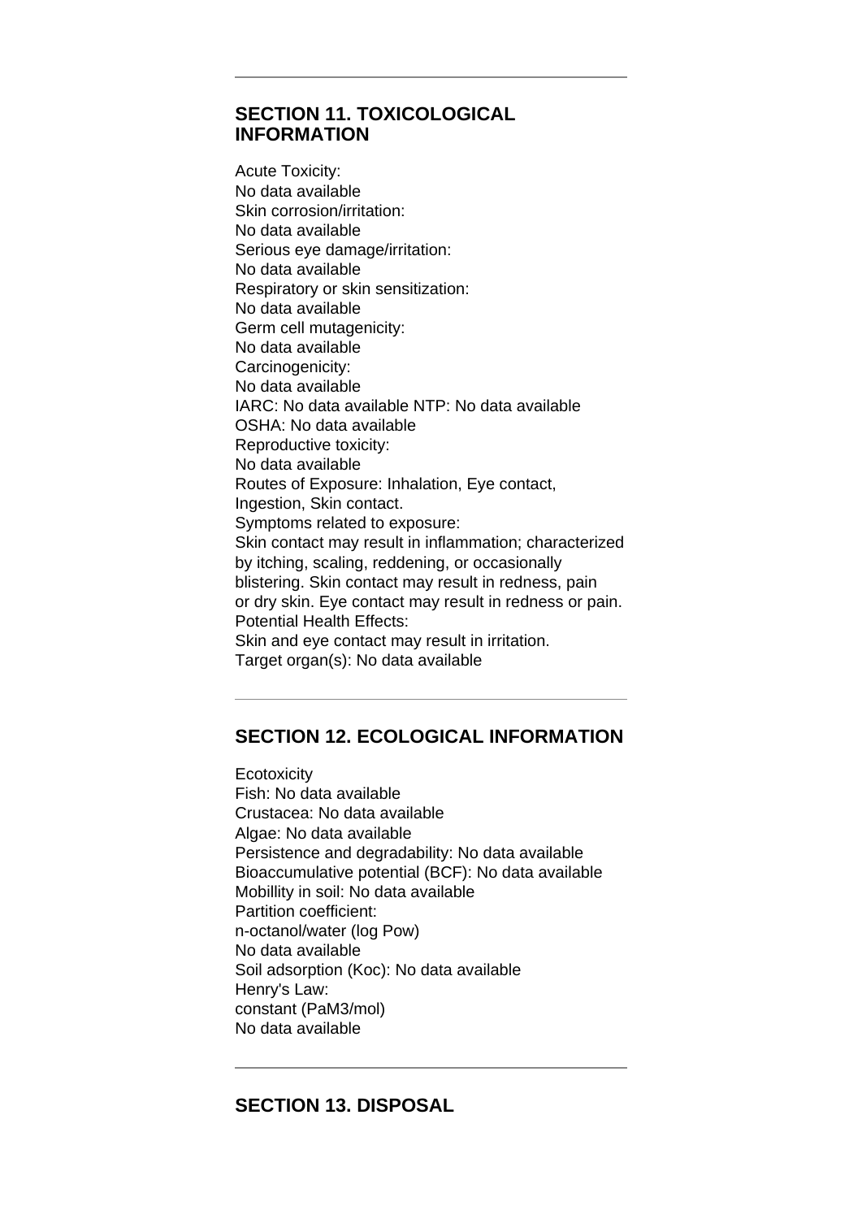## SECTION 11. TOXICOLOGICAL INFORMATION

Acute Toxicity:
No data available
Skin corrosion/irritation:
No data available
Serious eye damage/irritation:
No data available
Respiratory or skin sensitization:
No data available
Germ cell mutagenicity:
No data available
Carcinogenicity:
No data available
IARC: No data available NTP: No data available
OSHA: No data available
Reproductive toxicity:
No data available
Routes of Exposure: Inhalation, Eye contact, Ingestion, Skin contact.
Symptoms related to exposure:
Skin contact may result in inflammation; characterized by itching, scaling, reddening, or occasionally blistering. Skin contact may result in redness, pain or dry skin. Eye contact may result in redness or pain.
Potential Health Effects:
Skin and eye contact may result in irritation.
Target organ(s): No data available

## SECTION 12. ECOLOGICAL INFORMATION

Ecotoxicity
Fish: No data available
Crustacea: No data available
Algae: No data available
Persistence and degradability: No data available
Bioaccumulative potential (BCF): No data available
Mobillity in soil: No data available
Partition coefficient:
n-octanol/water (log Pow)
No data available
Soil adsorption (Koc): No data available
Henry's Law:
constant (PaM3/mol)
No data available

## SECTION 13. DISPOSAL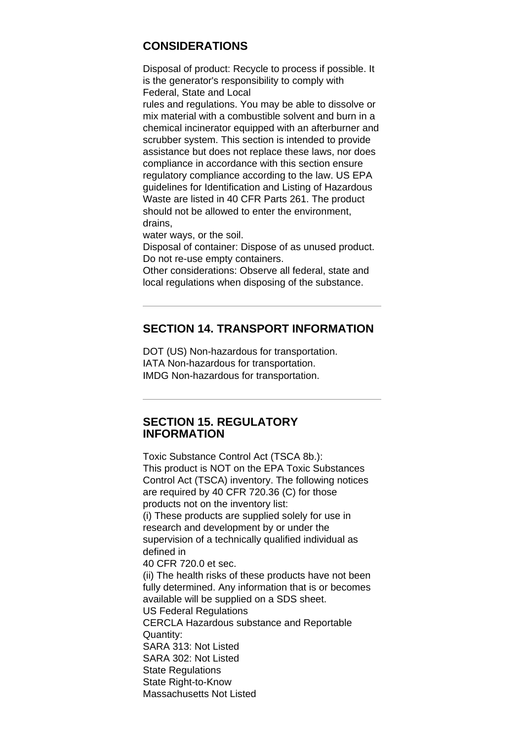## CONSIDERATIONS

Disposal of product: Recycle to process if possible. It is the generator's responsibility to comply with Federal, State and Local rules and regulations. You may be able to dissolve or mix material with a combustible solvent and burn in a chemical incinerator equipped with an afterburner and scrubber system. This section is intended to provide assistance but does not replace these laws, nor does compliance in accordance with this section ensure regulatory compliance according to the law. US EPA guidelines for Identification and Listing of Hazardous Waste are listed in 40 CFR Parts 261. The product should not be allowed to enter the environment, drains, water ways, or the soil.

Disposal of container: Dispose of as unused product. Do not re-use empty containers.

Other considerations: Observe all federal, state and local regulations when disposing of the substance.

---

## SECTION 14. TRANSPORT INFORMATION

DOT (US) Non-hazardous for transportation.
IATA Non-hazardous for transportation.
IMDG Non-hazardous for transportation.

---

## SECTION 15. REGULATORY INFORMATION

Toxic Substance Control Act (TSCA 8b.):
This product is NOT on the EPA Toxic Substances Control Act (TSCA) inventory. The following notices are required by 40 CFR 720.36 (C) for those products not on the inventory list:
(i) These products are supplied solely for use in research and development by or under the supervision of a technically qualified individual as defined in 40 CFR 720.0 et sec.
(ii) The health risks of these products have not been fully determined. Any information that is or becomes available will be supplied on a SDS sheet.
US Federal Regulations
CERCLA Hazardous substance and Reportable Quantity:
SARA 313: Not Listed
SARA 302: Not Listed
State Regulations
State Right-to-Know
Massachusetts Not Listed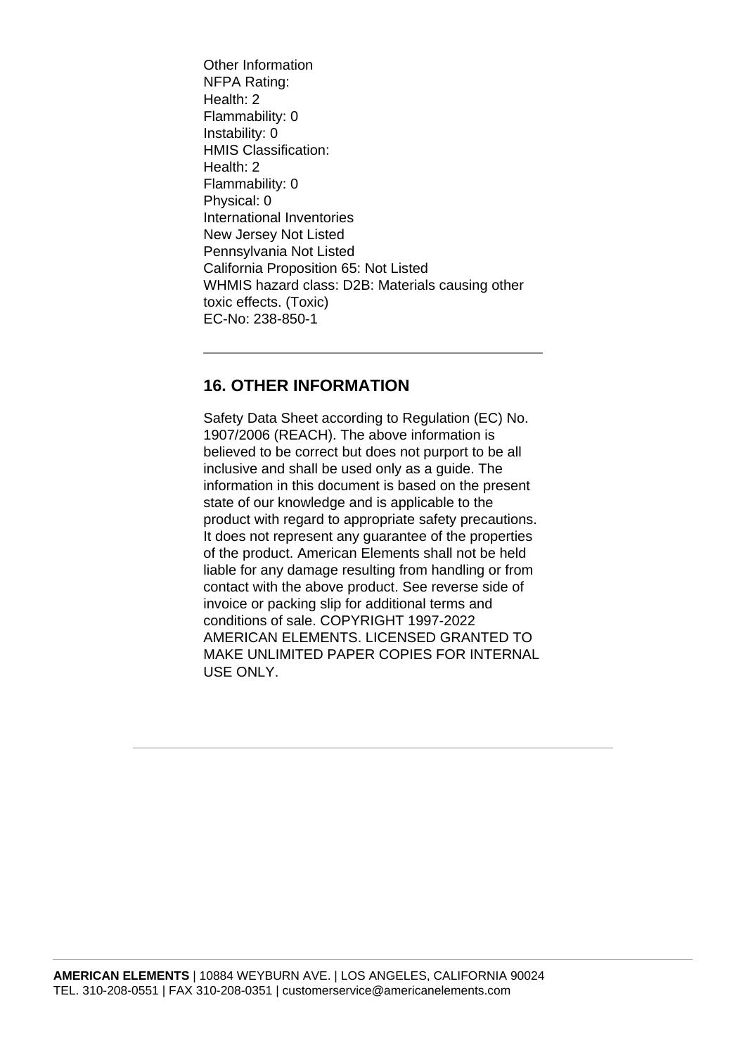Other Information
NFPA Rating:
Health: 2
Flammability: 0
Instability: 0
HMIS Classification:
Health: 2
Flammability: 0
Physical: 0
International Inventories
New Jersey Not Listed
Pennsylvania Not Listed
California Proposition 65: Not Listed
WHMIS hazard class: D2B: Materials causing other toxic effects. (Toxic)
EC-No: 238-850-1

---

## 16. OTHER INFORMATION

Safety Data Sheet according to Regulation (EC) No. 1907/2006 (REACH). The above information is believed to be correct but does not purport to be all inclusive and shall be used only as a guide. The information in this document is based on the present state of our knowledge and is applicable to the product with regard to appropriate safety precautions. It does not represent any guarantee of the properties of the product. American Elements shall not be held liable for any damage resulting from handling or from contact with the above product. See reverse side of invoice or packing slip for additional terms and conditions of sale. COPYRIGHT 1997-2022 AMERICAN ELEMENTS. LICENSED GRANTED TO MAKE UNLIMITED PAPER COPIES FOR INTERNAL USE ONLY.